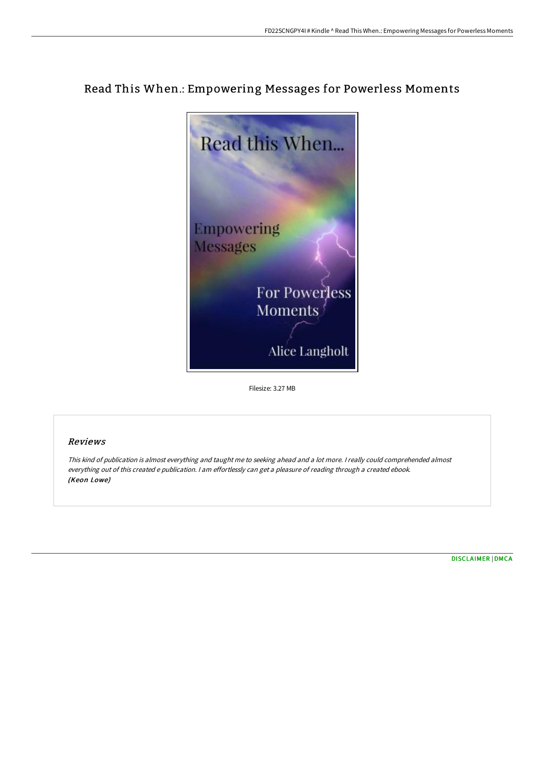# Read This When.: Empowering Messages for Powerless Moments

Filesize: 3.27 MB

## Reviews

*This kind of publication is almost everything and taught me to seeking ahead and a lot more. I really could comprehended almost everything out of this created e publication. I am effortlessly can get a pleasure of reading through a created ebook.*
***(Keon Lowe)***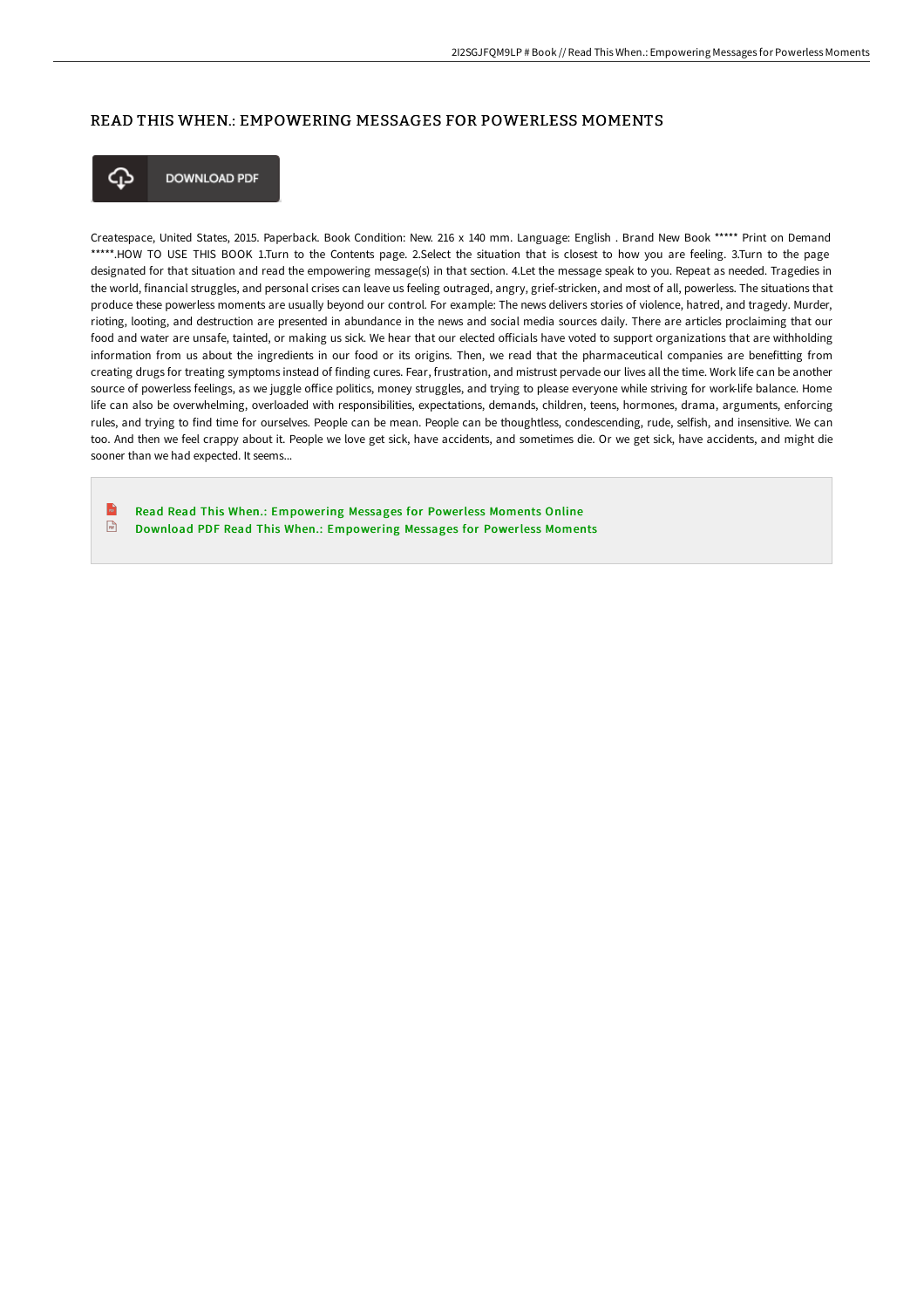# READ THIS WHEN.: EMPOWERING MESSAGES FOR POWERLESS MOMENTS

DOWNLOAD PDF

Createspace, United States, 2015. Paperback. Book Condition: New. 216 x 140 mm. Language: English . Brand New Book ***** Print on Demand *****.HOW TO USE THIS BOOK 1.Turn to the Contents page. 2.Select the situation that is closest to how you are feeling. 3.Turn to the page designated for that situation and read the empowering message(s) in that section. 4.Let the message speak to you. Repeat as needed. Tragedies in the world, financial struggles, and personal crises can leave us feeling outraged, angry, grief-stricken, and most of all, powerless. The situations that produce these powerless moments are usually beyond our control. For example: The news delivers stories of violence, hatred, and tragedy. Murder, rioting, looting, and destruction are presented in abundance in the news and social media sources daily. There are articles proclaiming that our food and water are unsafe, tainted, or making us sick. We hear that our elected officials have voted to support organizations that are withholding information from us about the ingredients in our food or its origins. Then, we read that the pharmaceutical companies are benefitting from creating drugs for treating symptoms instead of finding cures. Fear, frustration, and mistrust pervade our lives all the time. Work life can be another source of powerless feelings, as we juggle office politics, money struggles, and trying to please everyone while striving for work-life balance. Home life can also be overwhelming, overloaded with responsibilities, expectations, demands, children, teens, hormones, drama, arguments, enforcing rules, and trying to find time for ourselves. People can be mean. People can be thoughtless, condescending, rude, selfish, and insensitive. We can too. And then we feel crappy about it. People we love get sick, have accidents, and sometimes die. Or we get sick, have accidents, and might die sooner than we had expected. It seems...

Read Read This When.: Empowering Messages for Powerless Moments Online
Download PDF Read This When.: Empowering Messages for Powerless Moments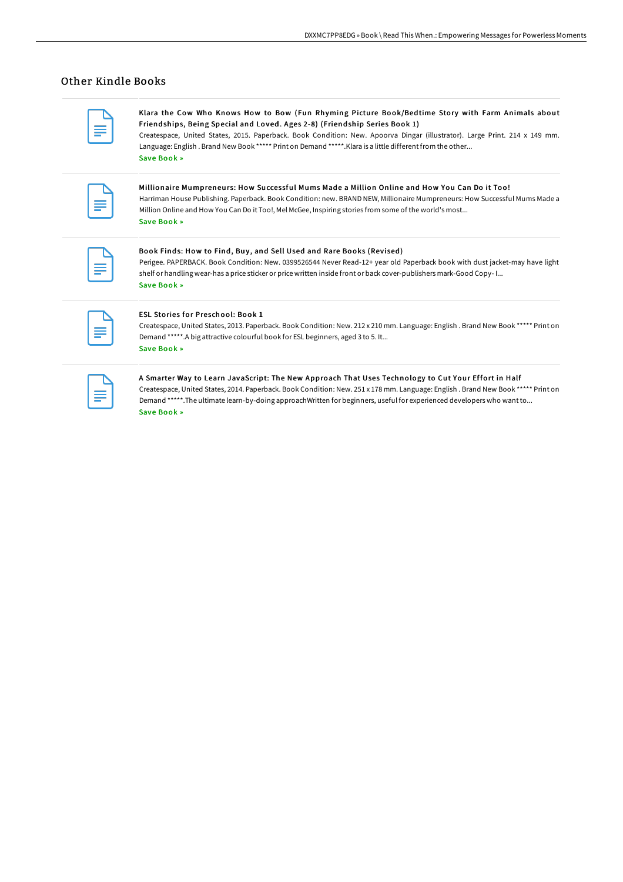## Other Kindle Books

**Klara the Cow Who Knows How to Bow (Fun Rhyming Picture Book/Bedtime Story with Farm Animals about Friendships, Being Special and Loved. Ages 2-8) (Friendship Series Book 1)**

Createspace, United States, 2015. Paperback. Book Condition: New. Apoorva Dingar (illustrator). Large Print. 214 x 149 mm. Language: English . Brand New Book ***** Print on Demand *****.Klara is a little different from the other...

Save Book »

**Millionaire Mumpreneurs: How Successful Mums Made a Million Online and How You Can Do it Too!**

Harriman House Publishing. Paperback. Book Condition: new. BRAND NEW, Millionaire Mumpreneurs: How Successful Mums Made a Million Online and How You Can Do it Too!, Mel McGee, Inspiring stories from some of the world's most...

Save Book »

**Book Finds: How to Find, Buy, and Sell Used and Rare Books (Revised)**

Perigee. PAPERBACK. Book Condition: New. 0399526544 Never Read-12+ year old Paperback book with dust jacket-may have light shelf or handling wear-has a price sticker or price written inside front or back cover-publishers mark-Good Copy- I...

Save Book »

**ESL Stories for Preschool: Book 1**

Createspace, United States, 2013. Paperback. Book Condition: New. 212 x 210 mm. Language: English . Brand New Book ***** Print on Demand *****.A big attractive colourful book for ESL beginners, aged 3 to 5. It...

Save Book »

**A Smarter Way to Learn JavaScript: The New Approach That Uses Technology to Cut Your Effort in Half**

Createspace, United States, 2014. Paperback. Book Condition: New. 251 x 178 mm. Language: English . Brand New Book ***** Print on Demand *****.The ultimate learn-by-doing approachWritten for beginners, useful for experienced developers who want to...

Save Book »